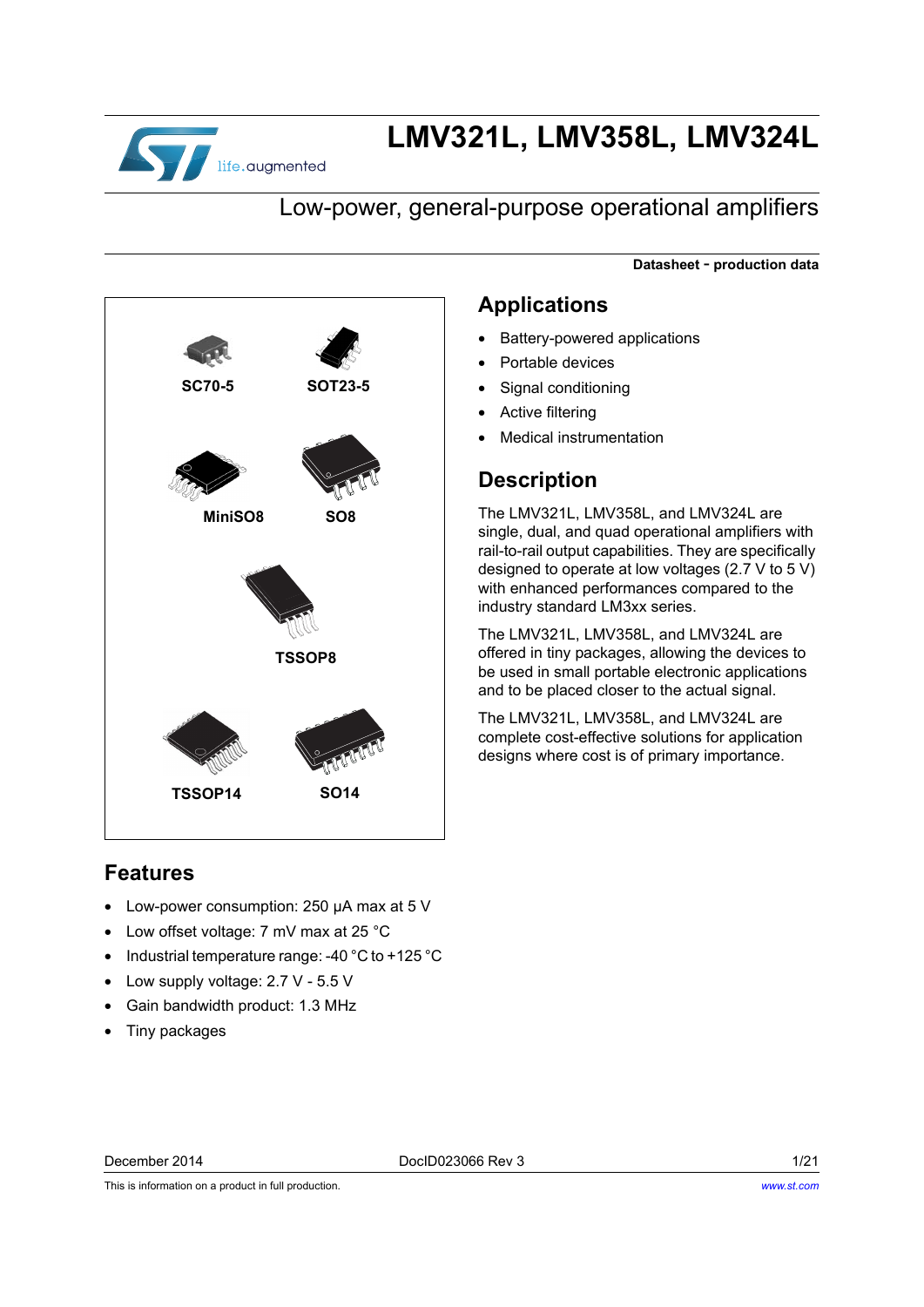# LMV321L, LMV358L, LMV324L

## Low-power, general-purpose operational amplifiers

**Datasheet - production data**

SC70-5

SOT23-5

MiniSO8

SO8

TSSOP8

TSSOP14

SO14

## Features

- Low-power consumption: 250 µA max at 5 V
- Low offset voltage: 7 mV max at 25 °C
- Industrial temperature range: -40 °C to +125 °C
- Low supply voltage: 2.7 V - 5.5 V
- Gain bandwidth product: 1.3 MHz
- Tiny packages

## Applications

- Battery-powered applications
- Portable devices
- Signal conditioning
- Active filtering
- Medical instrumentation

## Description

The LMV321L, LMV358L, and LMV324L are single, dual, and quad operational amplifiers with rail-to-rail output capabilities. They are specifically designed to operate at low voltages (2.7 V to 5 V) with enhanced performances compared to the industry standard LM3xx series.

The LMV321L, LMV358L, and LMV324L are offered in tiny packages, allowing the devices to be used in small portable electronic applications and to be placed closer to the actual signal.

The LMV321L, LMV358L, and LMV324L are complete cost-effective solutions for application designs where cost is of primary importance.

December 2014 DocID023066 Rev 3

This is information on a product in full production. www.st.com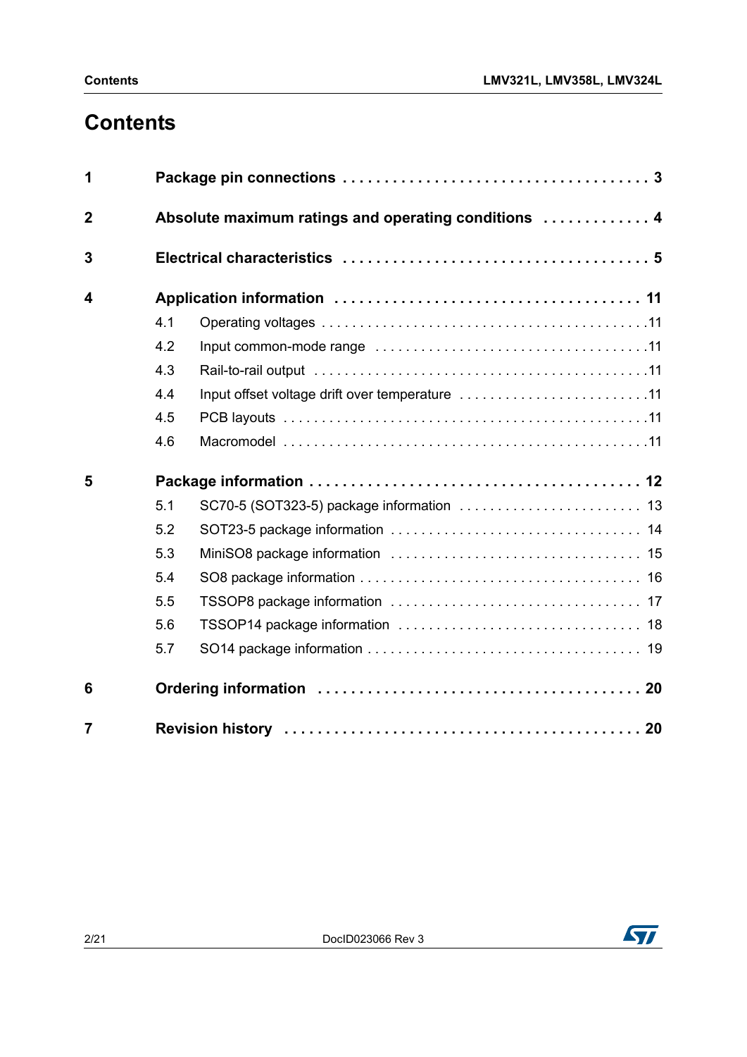# Contents

**1 Package pin connections** . . . . . . . . . . . . . . . . . . . . . . . . . . . . . . . . . . . . 3

**2 Absolute maximum ratings and operating conditions** . . . . . . . . . . . . 4

**3 Electrical characteristics** . . . . . . . . . . . . . . . . . . . . . . . . . . . . . . . . . . . 5

**4 Application information** . . . . . . . . . . . . . . . . . . . . . . . . . . . . . . . . . . . 11

- 4.1 Operating voltages . . . . . . . . . . . . . . . . . . . . . . . . . . . . . . . . . . . . . . . . . 11
- 4.2 Input common-mode range . . . . . . . . . . . . . . . . . . . . . . . . . . . . . . . . . . 11
- 4.3 Rail-to-rail output . . . . . . . . . . . . . . . . . . . . . . . . . . . . . . . . . . . . . . . . . . 11
- 4.4 Input offset voltage drift over temperature . . . . . . . . . . . . . . . . . . . . . . . 11
- 4.5 PCB layouts . . . . . . . . . . . . . . . . . . . . . . . . . . . . . . . . . . . . . . . . . . . . . . 11
- 4.6 Macromodel . . . . . . . . . . . . . . . . . . . . . . . . . . . . . . . . . . . . . . . . . . . . . . 11

**5 Package information** . . . . . . . . . . . . . . . . . . . . . . . . . . . . . . . . . . . . . . 12

- 5.1 SC70-5 (SOT323-5) package information . . . . . . . . . . . . . . . . . . . . . . . . 13
- 5.2 SOT23-5 package information . . . . . . . . . . . . . . . . . . . . . . . . . . . . . . . . 14
- 5.3 MiniSO8 package information . . . . . . . . . . . . . . . . . . . . . . . . . . . . . . . . 15
- 5.4 SO8 package information . . . . . . . . . . . . . . . . . . . . . . . . . . . . . . . . . . . 16
- 5.5 TSSOP8 package information . . . . . . . . . . . . . . . . . . . . . . . . . . . . . . . . 17
- 5.6 TSSOP14 package information . . . . . . . . . . . . . . . . . . . . . . . . . . . . . . . 18
- 5.7 SO14 package information . . . . . . . . . . . . . . . . . . . . . . . . . . . . . . . . . . 19

**6 Ordering information** . . . . . . . . . . . . . . . . . . . . . . . . . . . . . . . . . . . . . 20

**7 Revision history** . . . . . . . . . . . . . . . . . . . . . . . . . . . . . . . . . . . . . . . . . 20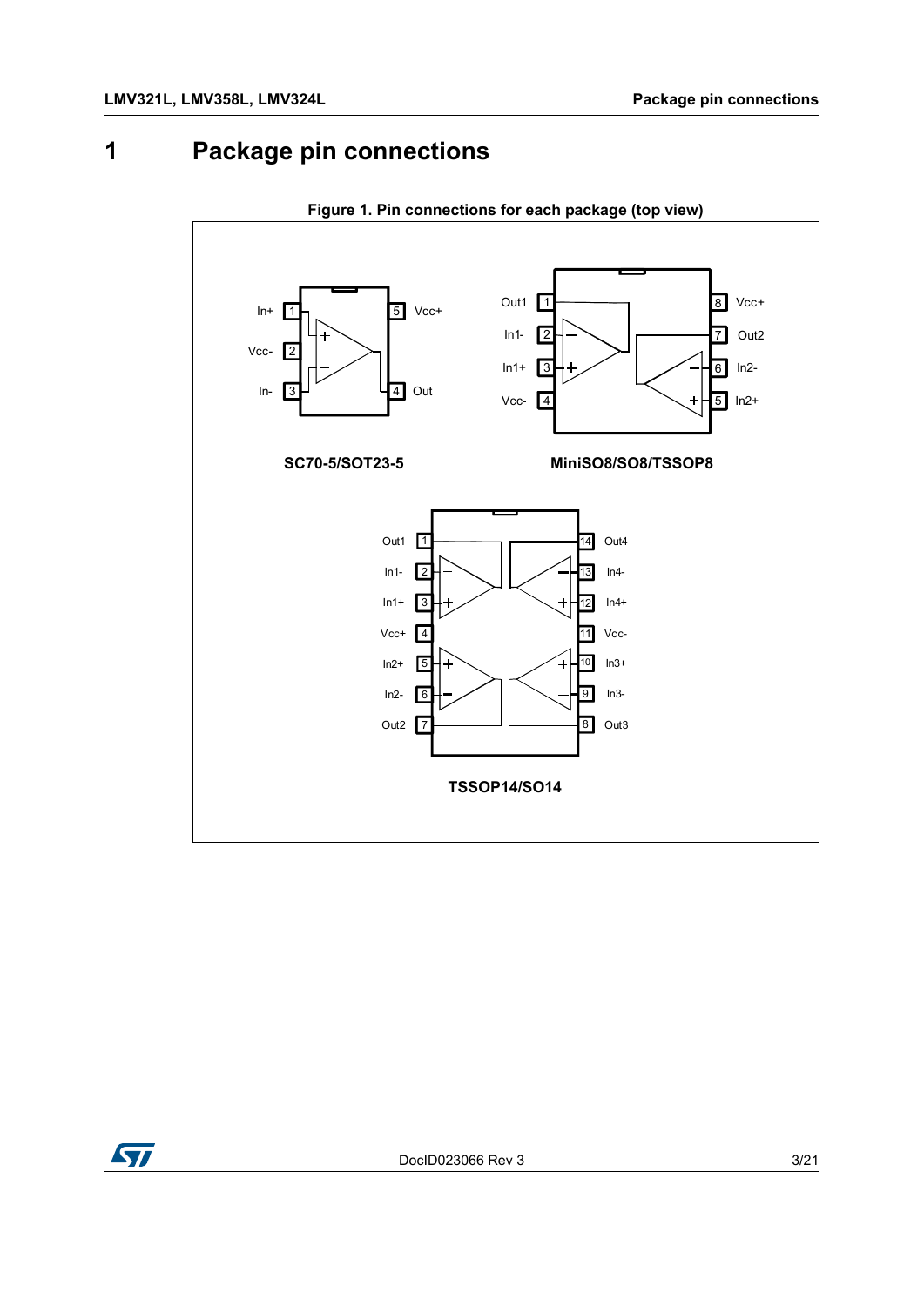# 1 Package pin connections

**Figure 1. Pin connections for each package (top view)**

In+ 1, Vcc- 2, In- 3, Out 4, Vcc+ 5

**SC70-5/SOT23-5**

Out1 1, In1- 2, In1+ 3, Vcc- 4, In2+ 5, In2- 6, Out2 7, Vcc+ 8

**MiniSO8/SO8/TSSOP8**

Out1 1, In1- 2, In1+ 3, Vcc+ 4, In2+ 5, In2- 6, Out2 7, Out3 8, In3- 9, In3+ 10, Vcc- 11, In4+ 12, In4- 13, Out4 14

**TSSOP14/SO14**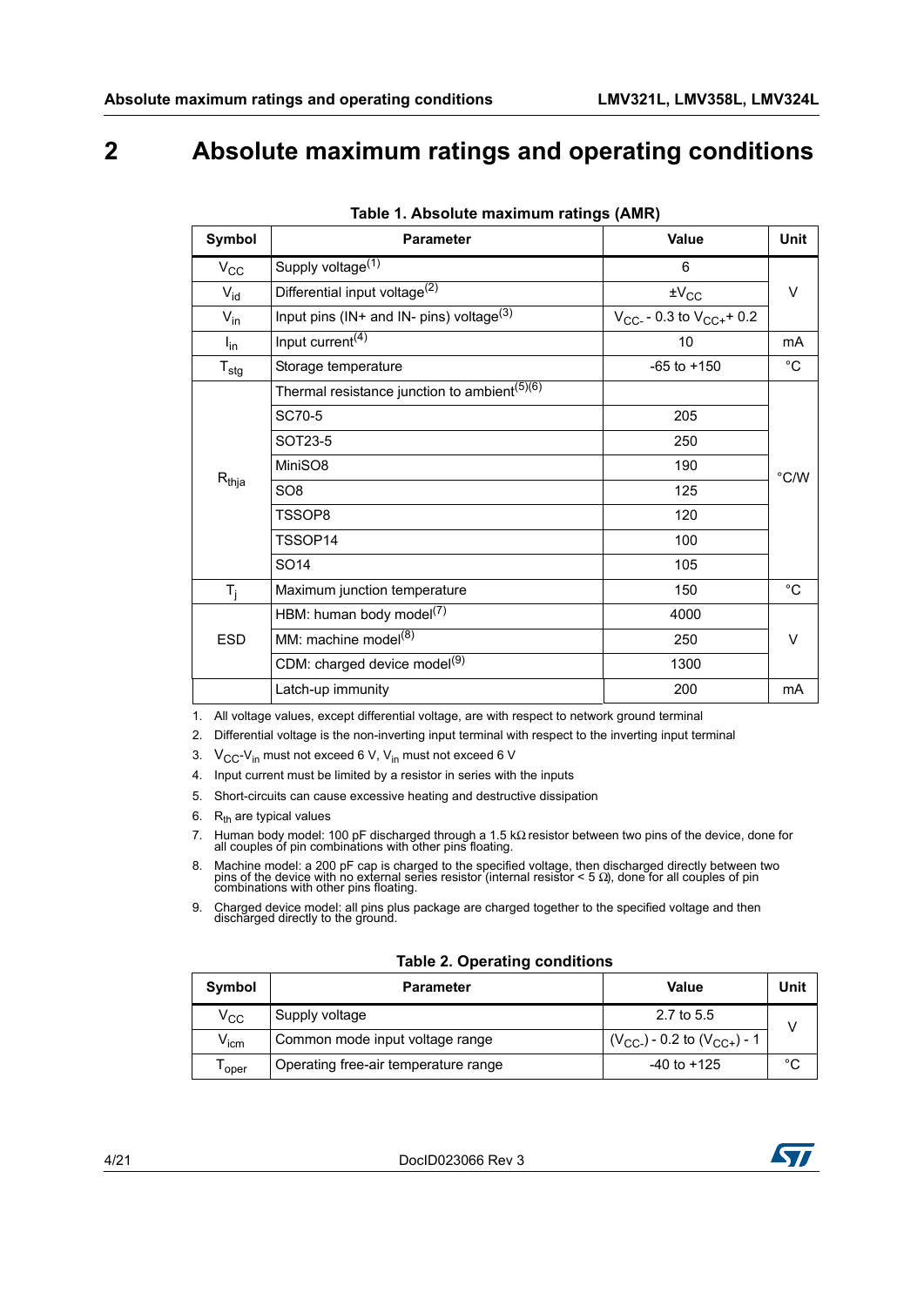# 2 Absolute maximum ratings and operating conditions

**Table 1. Absolute maximum ratings (AMR)**

| Symbol | Parameter | Value | Unit |
|---|---|---|---|
| $V_{CC}$ | Supply voltage[1] | 6 | V |
| $V_{id}$ | Differential input voltage[2] | $\pm V_{CC}$ | V |
| $V_{in}$ | Input pins (IN+ and IN- pins) voltage[3] | $V_{CC-}$ - 0.3 to $V_{CC+}$ + 0.2 | V |
| $I_{in}$ | Input current[4] | 10 | mA |
| $T_{stg}$ | Storage temperature | -65 to +150 | °C |
| $R_{thja}$ | Thermal resistance junction to ambient[5][6] | | °C/W |
| | SC70-5 | 205 | |
| | SOT23-5 | 250 | |
| | MiniSO8 | 190 | |
| | SO8 | 125 | |
| | TSSOP8 | 120 | |
| | TSSOP14 | 100 | |
| | SO14 | 105 | |
| $T_j$ | Maximum junction temperature | 150 | °C |
| ESD | HBM: human body model[7] | 4000 | V |
| | MM: machine model[8] | 250 | |
| | CDM: charged device model[9] | 1300 | |
| | Latch-up immunity | 200 | mA |

1. All voltage values, except differential voltage, are with respect to network ground terminal
2. Differential voltage is the non-inverting input terminal with respect to the inverting input terminal
3. $V_{CC}$-$V_{in}$ must not exceed 6 V, $V_{in}$ must not exceed 6 V
4. Input current must be limited by a resistor in series with the inputs
5. Short-circuits can cause excessive heating and destructive dissipation
6. $R_{th}$ are typical values
7. Human body model: 100 pF discharged through a 1.5 kΩ resistor between two pins of the device, done for all couples of pin combinations with other pins floating.
8. Machine model: a 200 pF cap is charged to the specified voltage, then discharged directly between two pins of the device with no external series resistor (internal resistor < 5 Ω), done for all couples of pin combinations with other pins floating.
9. Charged device model: all pins plus package are charged together to the specified voltage and then discharged directly to the ground.

**Table 2. Operating conditions**

| Symbol | Parameter | Value | Unit |
|---|---|---|---|
| $V_{CC}$ | Supply voltage | 2.7 to 5.5 | V |
| $V_{icm}$ | Common mode input voltage range | ($V_{CC-}$) - 0.2 to ($V_{CC+}$) - 1 | V |
| $T_{oper}$ | Operating free-air temperature range | -40 to +125 | °C |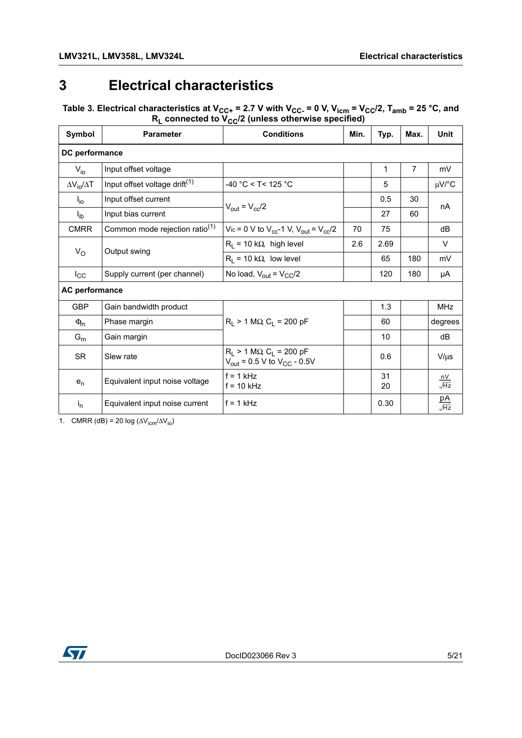# 3 Electrical characteristics

**Table 3. Electrical characteristics at $V_{CC+}$ = 2.7 V with $V_{CC-}$ = 0 V, $V_{icm}$ = $V_{CC}/2$, $T_{amb}$ = 25 °C, and $R_L$ connected to $V_{CC}/2$ (unless otherwise specified)**

| Symbol | Parameter | Conditions | Min. | Typ. | Max. | Unit |
|---|---|---|---|---|---|---|
| **DC performance** | | | | | | |
| $V_{io}$ | Input offset voltage | | | 1 | 7 | mV |
| $\Delta V_{io}/\Delta T$ | Input offset voltage drift(1) | -40 °C < T< 125 °C | | 5 | | μV/°C |
| $I_{io}$ | Input offset current | $V_{out} = V_{cc}/2$ | | 0.5 | 30 | nA |
| $I_{ib}$ | Input bias current | $V_{out} = V_{cc}/2$ | | 27 | 60 | nA |
| CMRR | Common mode rejection ratio(1) | $V_{ic}$ = 0 V to $V_{cc}$-1 V, $V_{out} = V_{cc}/2$ | 70 | 75 | | dB |
| $V_O$ | Output swing | $R_L$ = 10 kΩ, high level | 2.6 | 2.69 | | V |
| | | $R_L$ = 10 kΩ, low level | | 65 | 180 | mV |
| $I_{CC}$ | Supply current (per channel) | No load, $V_{out} = V_{CC}/2$ | | 120 | 180 | μA |
| **AC performance** | | | | | | |
| GBP | Gain bandwidth product | $R_L$ > 1 MΩ, $C_L$ = 200 pF | | 1.3 | | MHz |
| $\Phi_m$ | Phase margin | $R_L$ > 1 MΩ, $C_L$ = 200 pF | | 60 | | degrees |
| $G_m$ | Gain margin | $R_L$ > 1 MΩ, $C_L$ = 200 pF | | 10 | | dB |
| SR | Slew rate | $R_L$ > 1 MΩ, $C_L$ = 200 pF<br>$V_{out}$ = 0.5 V to $V_{CC}$ - 0.5V | | 0.6 | | V/μs |
| $e_n$ | Equivalent input noise voltage | f = 1 kHz<br>f = 10 kHz | | 31<br>20 | | $\frac{nV}{\sqrt{Hz}}$ |
| $i_n$ | Equivalent input noise current | f = 1 kHz | | 0.30 | | $\frac{pA}{\sqrt{Hz}}$ |

1. CMRR (dB) = 20 log ($\Delta V_{icm}/\Delta V_{io}$)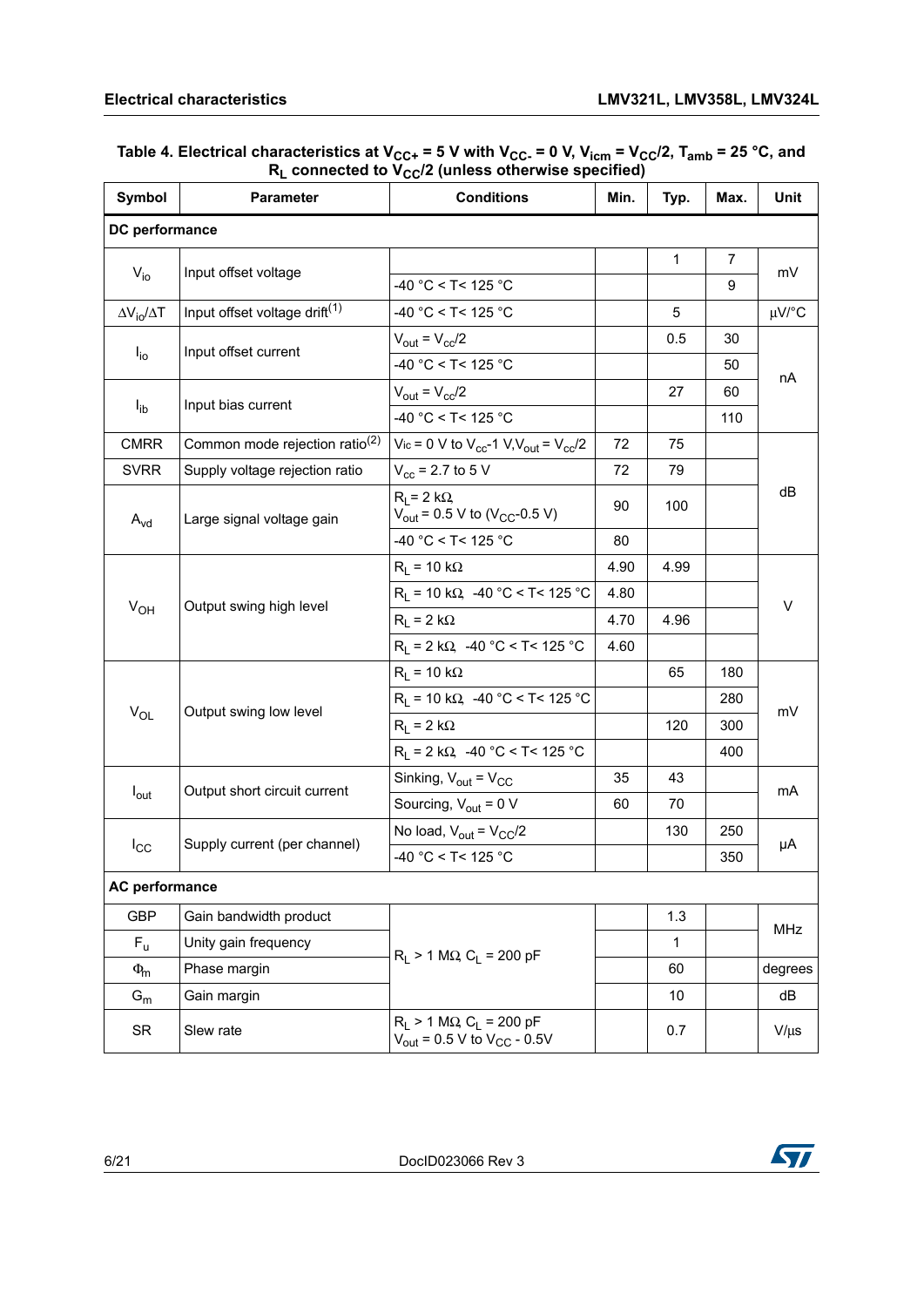**Table 4. Electrical characteristics at $V_{CC+}$ = 5 V with $V_{CC-}$ = 0 V, $V_{icm}$ = $V_{CC}/2$, $T_{amb}$ = 25 °C, and $R_L$ connected to $V_{CC}/2$ (unless otherwise specified)**

| Symbol | Parameter | Conditions | Min. | Typ. | Max. | Unit |
|---|---|---|---|---|---|---|
| **DC performance** | | | | | | |
| $V_{io}$ | Input offset voltage | | | 1 | 7 | mV |
| | | -40 °C < T< 125 °C | | | 9 | |
| $\Delta V_{io}/\Delta T$ | Input offset voltage drift[1] | -40 °C < T< 125 °C | | 5 | | µV/°C |
| $I_{io}$ | Input offset current | $V_{out} = V_{cc}/2$ | | 0.5 | 30 | nA |
| | | -40 °C < T< 125 °C | | | 50 | |
| $I_{ib}$ | Input bias current | $V_{out} = V_{cc}/2$ | | 27 | 60 | |
| | | -40 °C < T< 125 °C | | | 110 | |
| CMRR | Common mode rejection ratio[2] | $V_{ic}$ = 0 V to $V_{cc}$-1 V, $V_{out} = V_{cc}/2$ | 72 | 75 | | dB |
| SVRR | Supply voltage rejection ratio | $V_{cc}$ = 2.7 to 5 V | 72 | 79 | | |
| $A_{vd}$ | Large signal voltage gain | $R_L$ = 2 kΩ, $V_{out}$ = 0.5 V to ($V_{CC}$-0.5 V) | 90 | 100 | | |
| | | -40 °C < T< 125 °C | 80 | | | |
| $V_{OH}$ | Output swing high level | $R_L$ = 10 kΩ | 4.90 | 4.99 | | V |
| | | $R_L$ = 10 kΩ, -40 °C < T< 125 °C | 4.80 | | | |
| | | $R_L$ = 2 kΩ | 4.70 | 4.96 | | |
| | | $R_L$ = 2 kΩ, -40 °C < T< 125 °C | 4.60 | | | |
| $V_{OL}$ | Output swing low level | $R_L$ = 10 kΩ | | 65 | 180 | mV |
| | | $R_L$ = 10 kΩ, -40 °C < T< 125 °C | | | 280 | |
| | | $R_L$ = 2 kΩ | | 120 | 300 | |
| | | $R_L$ = 2 kΩ, -40 °C < T< 125 °C | | | 400 | |
| $I_{out}$ | Output short circuit current | Sinking, $V_{out} = V_{CC}$ | 35 | 43 | | mA |
| | | Sourcing, $V_{out}$ = 0 V | 60 | 70 | | |
| $I_{CC}$ | Supply current (per channel) | No load, $V_{out} = V_{CC}/2$ | | 130 | 250 | µA |
| | | -40 °C < T< 125 °C | | | 350 | |
| **AC performance** | | | | | | |
| GBP | Gain bandwidth product | $R_L$ > 1 MΩ, $C_L$ = 200 pF | | 1.3 | | MHz |
| $F_u$ | Unity gain frequency | | | 1 | | |
| $\Phi_m$ | Phase margin | | | 60 | | degrees |
| $G_m$ | Gain margin | | | 10 | | dB |
| SR | Slew rate | $R_L$ > 1 MΩ, $C_L$ = 200 pF, $V_{out}$ = 0.5 V to $V_{CC}$ - 0.5V | | 0.7 | | V/µs |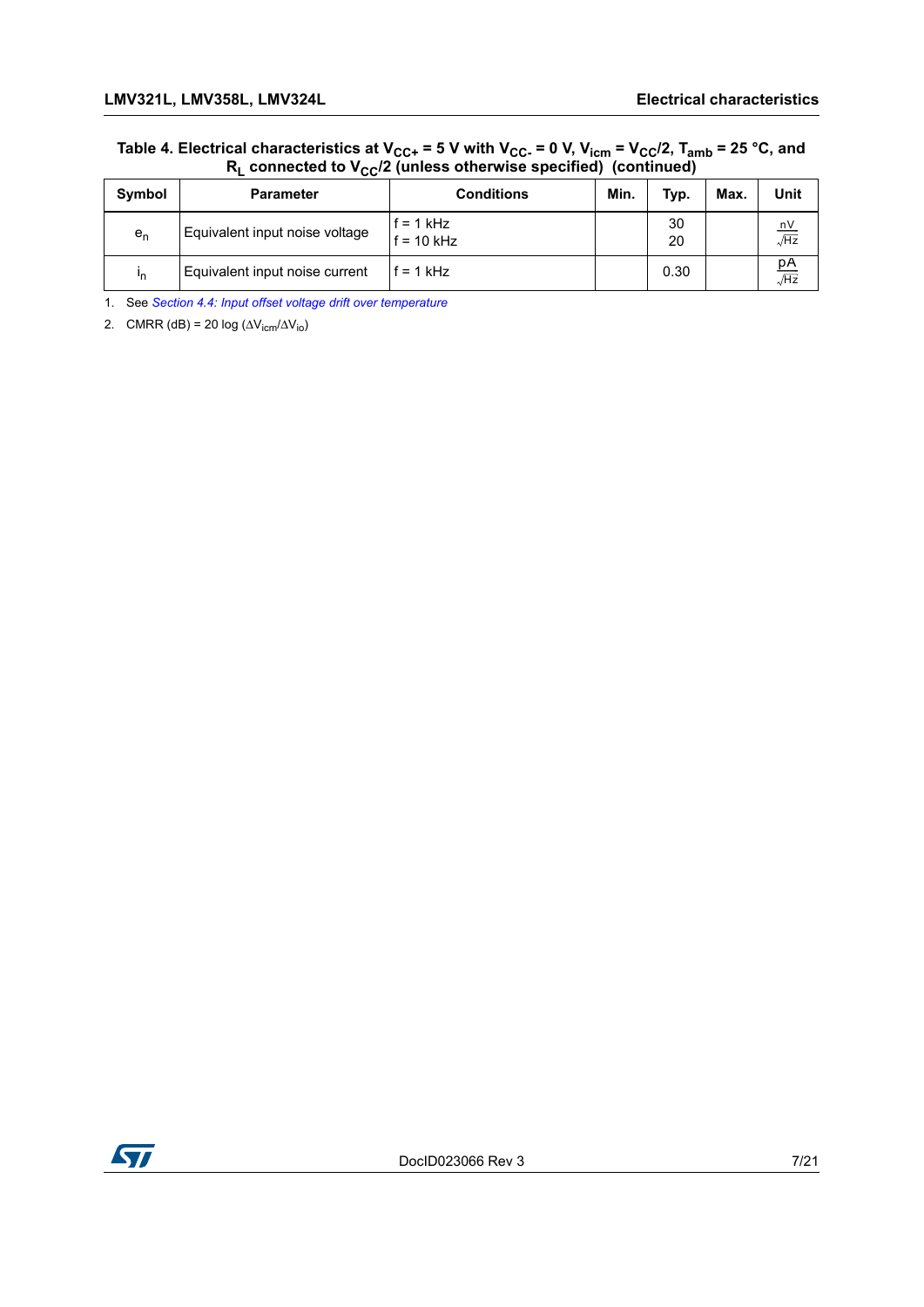**Table 4. Electrical characteristics at $V_{CC+}$ = 5 V with $V_{CC-}$ = 0 V, $V_{icm}$ = $V_{CC}/2$, $T_{amb}$ = 25 °C, and $R_L$ connected to $V_{CC}/2$ (unless otherwise specified) (continued)**

| Symbol | Parameter | Conditions | Min. | Typ. | Max. | Unit |
|---|---|---|---|---|---|---|
| $e_n$ | Equivalent input noise voltage | f = 1 kHz<br>f = 10 kHz | | 30<br>20 | | $\frac{nV}{\sqrt{Hz}}$ |
| $i_n$ | Equivalent input noise current | f = 1 kHz | | 0.30 | | $\frac{pA}{\sqrt{Hz}}$ |

1. See *Section 4.4: Input offset voltage drift over temperature*
2. CMRR (dB) = 20 log ($\Delta V_{icm}/\Delta V_{io}$)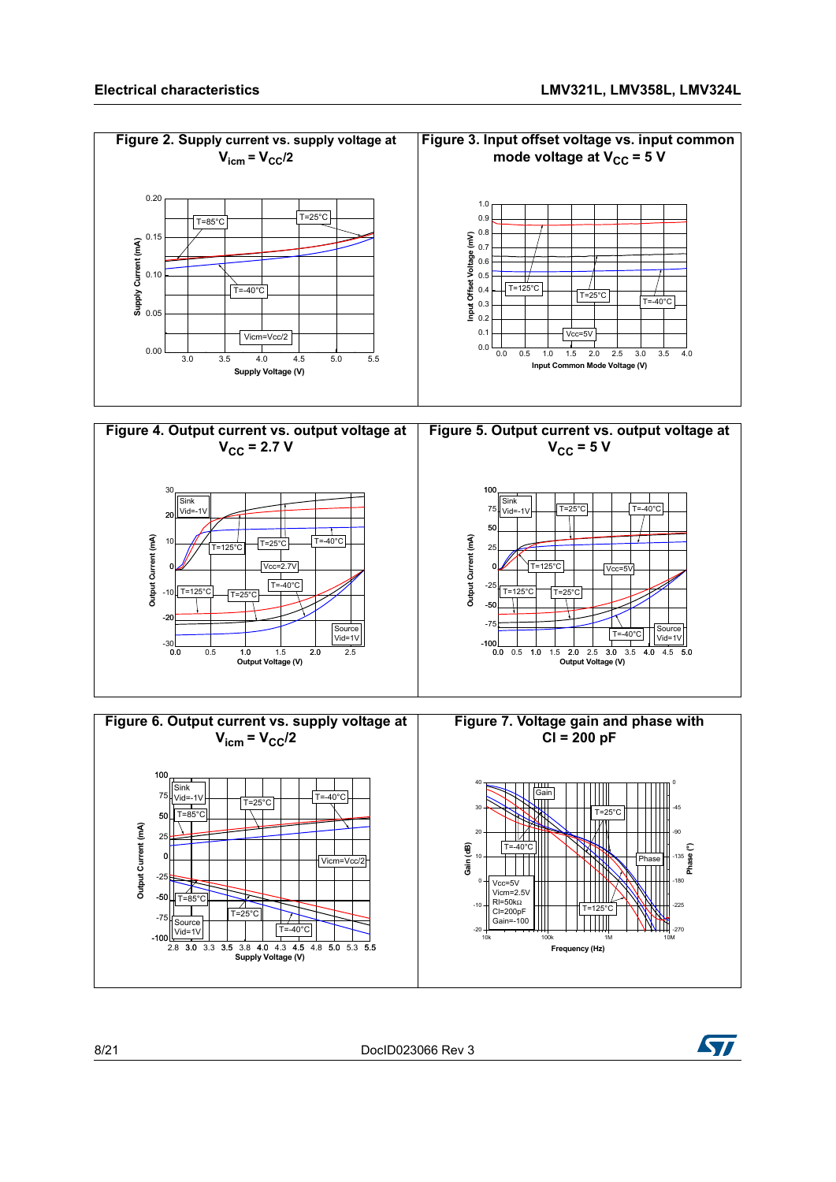**Figure 2. Supply current vs. supply voltage at $V_{icm} = V_{CC}/2$**

**Figure 3. Input offset voltage vs. input common mode voltage at $V_{CC}$ = 5 V**

**Figure 4. Output current vs. output voltage at $V_{CC}$ = 2.7 V**

**Figure 5. Output current vs. output voltage at $V_{CC}$ = 5 V**

**Figure 6. Output current vs. supply voltage at $V_{icm} = V_{CC}/2$**

**Figure 7. Voltage gain and phase with Cl = 200 pF**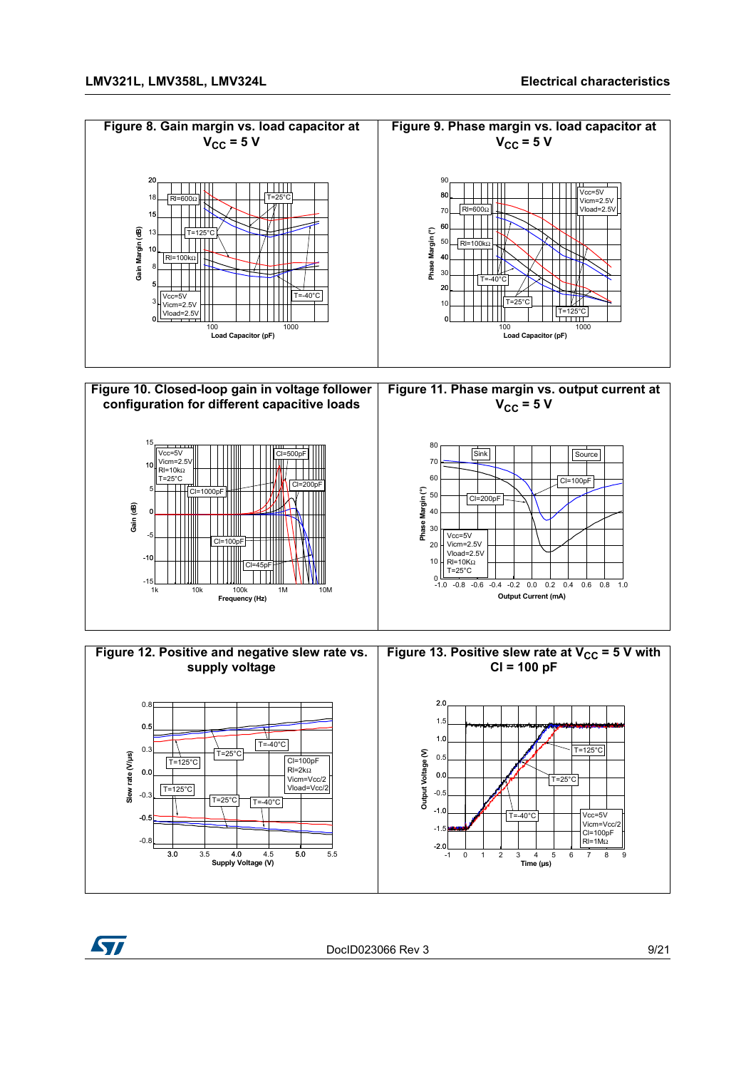**Figure 8. Gain margin vs. load capacitor at $V_{CC}$ = 5 V**

**Figure 9. Phase margin vs. load capacitor at $V_{CC}$ = 5 V**

**Figure 10. Closed-loop gain in voltage follower configuration for different capacitive loads**

**Figure 11. Phase margin vs. output current at $V_{CC}$ = 5 V**

**Figure 12. Positive and negative slew rate vs. supply voltage**

**Figure 13. Positive slew rate at $V_{CC}$ = 5 V with Cl = 100 pF**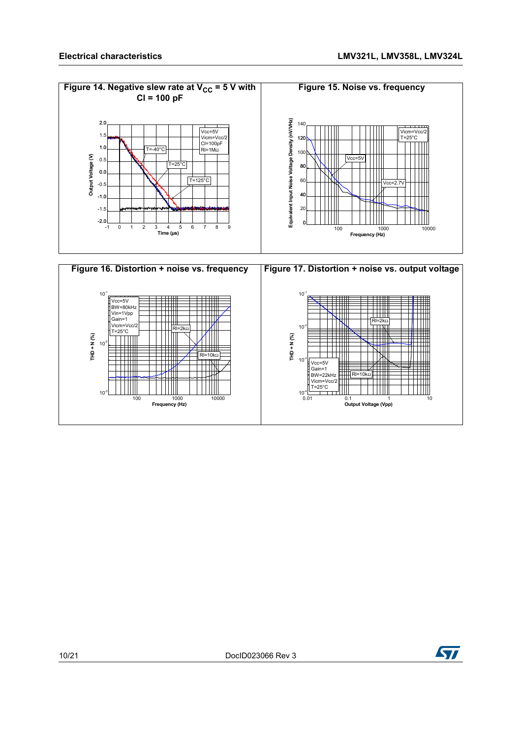Figure 14. Negative slew rate at $V_{CC}$ = 5 V with Cl = 100 pF

Figure 15. Noise vs. frequency

Figure 16. Distortion + noise vs. frequency

Figure 17. Distortion + noise vs. output voltage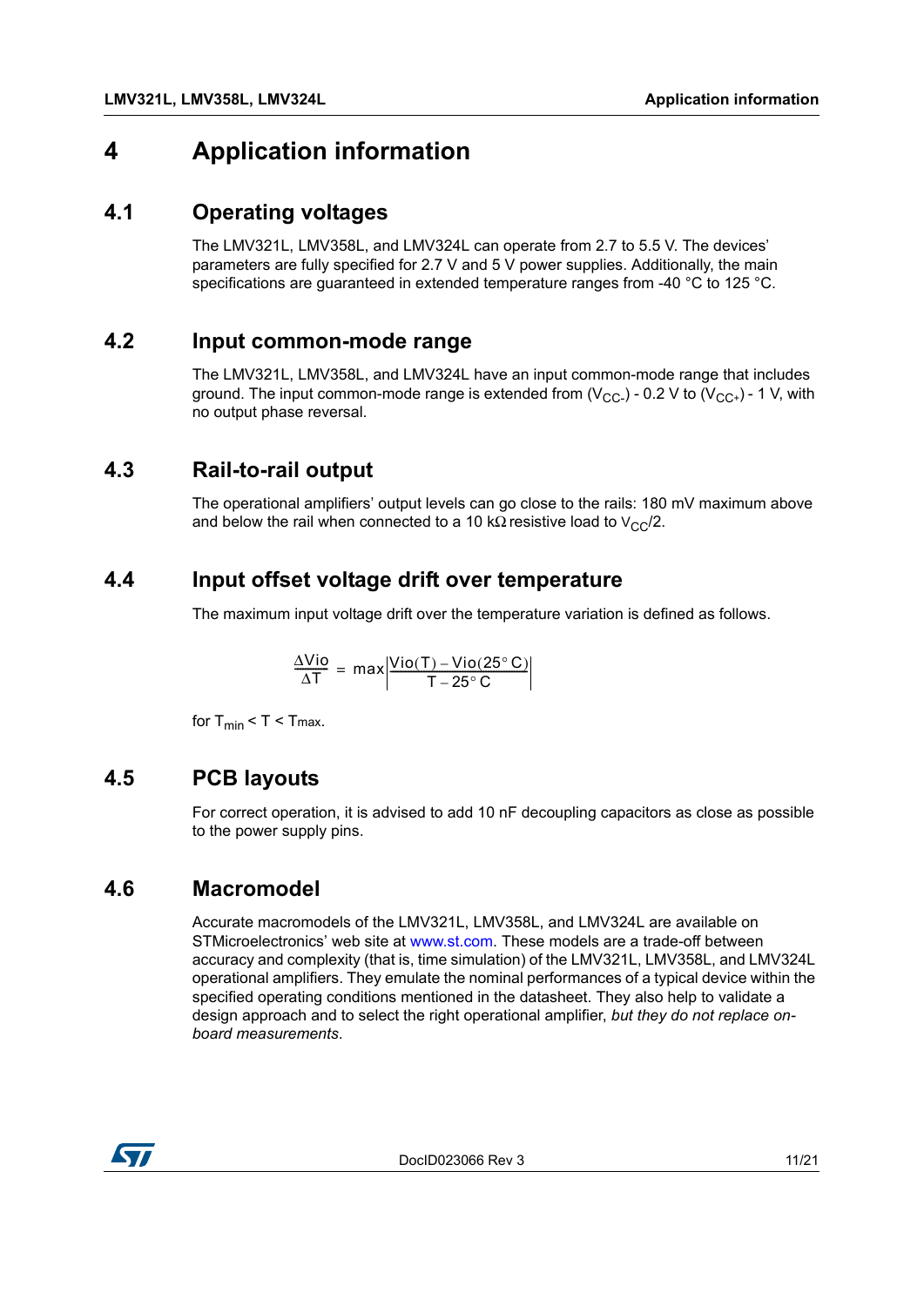# 4 Application information

## 4.1 Operating voltages

The LMV321L, LMV358L, and LMV324L can operate from 2.7 to 5.5 V. The devices' parameters are fully specified for 2.7 V and 5 V power supplies. Additionally, the main specifications are guaranteed in extended temperature ranges from -40 °C to 125 °C.

## 4.2 Input common-mode range

The LMV321L, LMV358L, and LMV324L have an input common-mode range that includes ground. The input common-mode range is extended from ($V_{CC-}$) - 0.2 V to ($V_{CC+}$) - 1 V, with no output phase reversal.

## 4.3 Rail-to-rail output

The operational amplifiers' output levels can go close to the rails: 180 mV maximum above and below the rail when connected to a 10 kΩ resistive load to $V_{CC}/2$.

## 4.4 Input offset voltage drift over temperature

The maximum input voltage drift over the temperature variation is defined as follows.

$$\frac{\Delta Vio}{\Delta T} = \max\left|\frac{Vio(T) - Vio(25°C)}{T - 25°C}\right|$$

for $T_{min} < T < T_{max}$.

## 4.5 PCB layouts

For correct operation, it is advised to add 10 nF decoupling capacitors as close as possible to the power supply pins.

## 4.6 Macromodel

Accurate macromodels of the LMV321L, LMV358L, and LMV324L are available on STMicroelectronics' web site at www.st.com. These models are a trade-off between accuracy and complexity (that is, time simulation) of the LMV321L, LMV358L, and LMV324L operational amplifiers. They emulate the nominal performances of a typical device within the specified operating conditions mentioned in the datasheet. They also help to validate a design approach and to select the right operational amplifier, *but they do not replace on-board measurements*.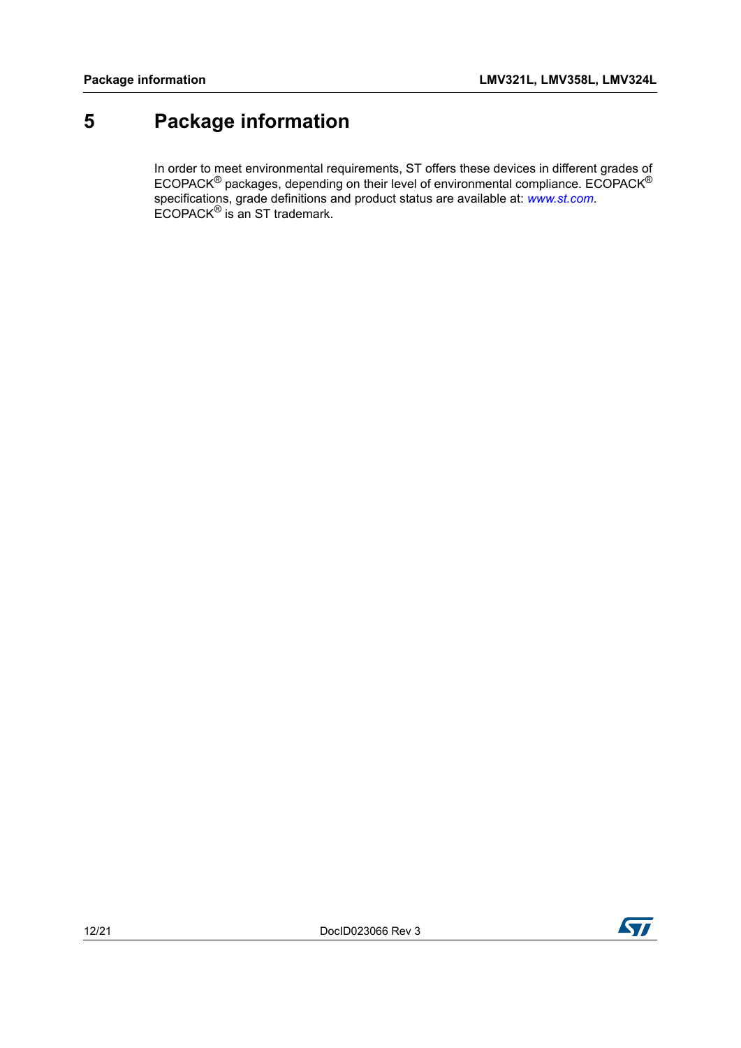# 5 Package information

In order to meet environmental requirements, ST offers these devices in different grades of ECOPACK® packages, depending on their level of environmental compliance. ECOPACK® specifications, grade definitions and product status are available at: *www.st.com*. ECOPACK® is an ST trademark.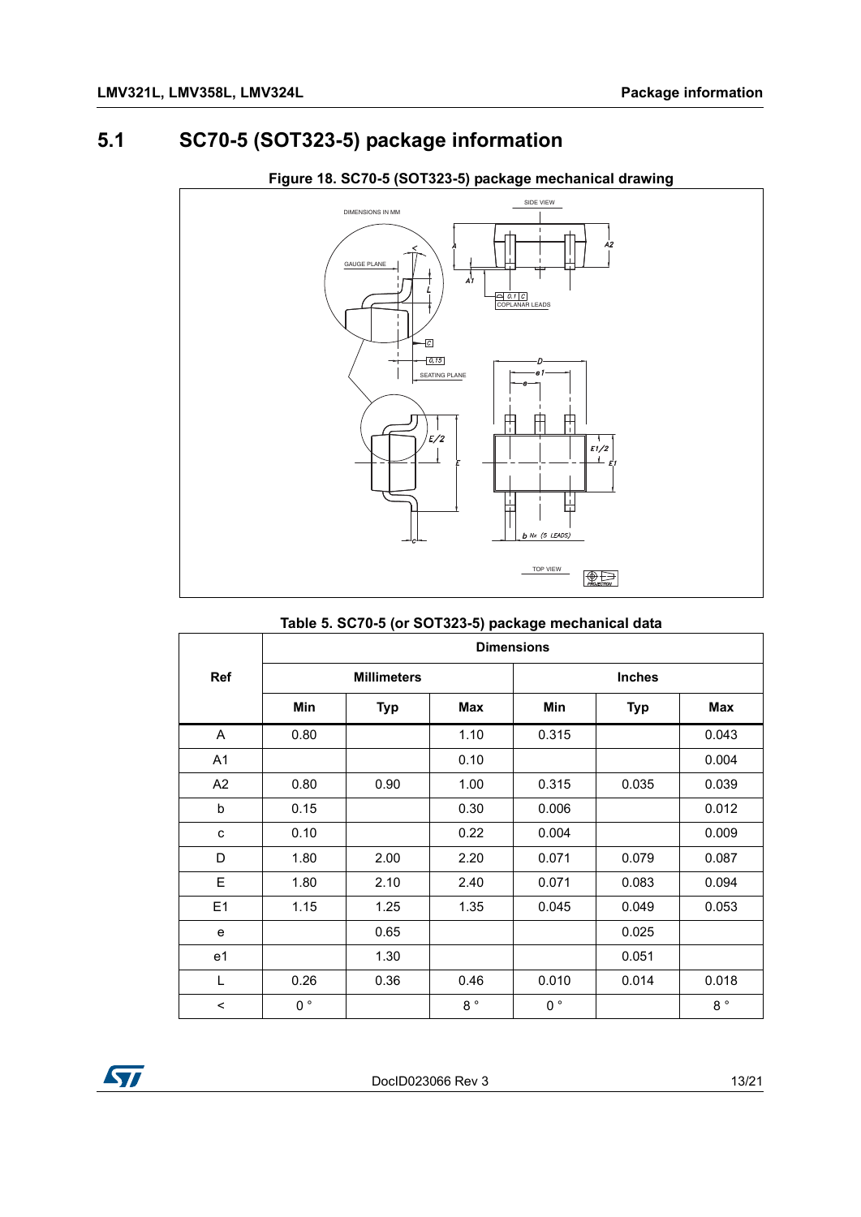## 5.1 SC70-5 (SOT323-5) package information

**Figure 18. SC70-5 (SOT323-5) package mechanical drawing**

**Table 5. SC70-5 (or SOT323-5) package mechanical data**

| Ref | Dimensions | | | | | |
|---|---|---|---|---|---|---|
| | Millimeters | | | Inches | | |
| | Min | Typ | Max | Min | Typ | Max |
| A | 0.80 | | 1.10 | 0.315 | | 0.043 |
| A1 | | | 0.10 | | | 0.004 |
| A2 | 0.80 | 0.90 | 1.00 | 0.315 | 0.035 | 0.039 |
| b | 0.15 | | 0.30 | 0.006 | | 0.012 |
| c | 0.10 | | 0.22 | 0.004 | | 0.009 |
| D | 1.80 | 2.00 | 2.20 | 0.071 | 0.079 | 0.087 |
| E | 1.80 | 2.10 | 2.40 | 0.071 | 0.083 | 0.094 |
| E1 | 1.15 | 1.25 | 1.35 | 0.045 | 0.049 | 0.053 |
| e | | 0.65 | | | 0.025 | |
| e1 | | 1.30 | | | 0.051 | |
| L | 0.26 | 0.36 | 0.46 | 0.010 | 0.014 | 0.018 |
| < | 0 ° | | 8 ° | 0 ° | | 8 ° |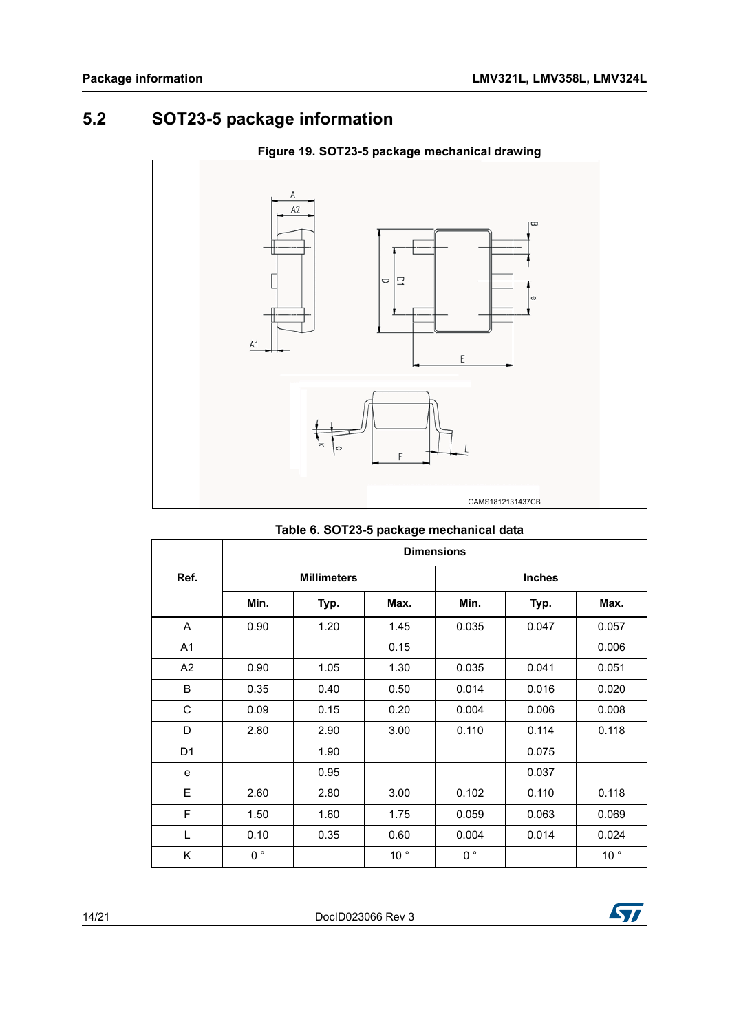## 5.2 SOT23-5 package information

**Figure 19. SOT23-5 package mechanical drawing**

**Table 6. SOT23-5 package mechanical data**

| Ref. | Dimensions | | | | | |
|---|---|---|---|---|---|---|
| | Millimeters | | | Inches | | |
| | Min. | Typ. | Max. | Min. | Typ. | Max. |
| A | 0.90 | 1.20 | 1.45 | 0.035 | 0.047 | 0.057 |
| A1 | | | 0.15 | | | 0.006 |
| A2 | 0.90 | 1.05 | 1.30 | 0.035 | 0.041 | 0.051 |
| B | 0.35 | 0.40 | 0.50 | 0.014 | 0.016 | 0.020 |
| C | 0.09 | 0.15 | 0.20 | 0.004 | 0.006 | 0.008 |
| D | 2.80 | 2.90 | 3.00 | 0.110 | 0.114 | 0.118 |
| D1 | | 1.90 | | | 0.075 | |
| e | | 0.95 | | | 0.037 | |
| E | 2.60 | 2.80 | 3.00 | 0.102 | 0.110 | 0.118 |
| F | 1.50 | 1.60 | 1.75 | 0.059 | 0.063 | 0.069 |
| L | 0.10 | 0.35 | 0.60 | 0.004 | 0.014 | 0.024 |
| K | 0 ° | | 10 ° | 0 ° | | 10 ° |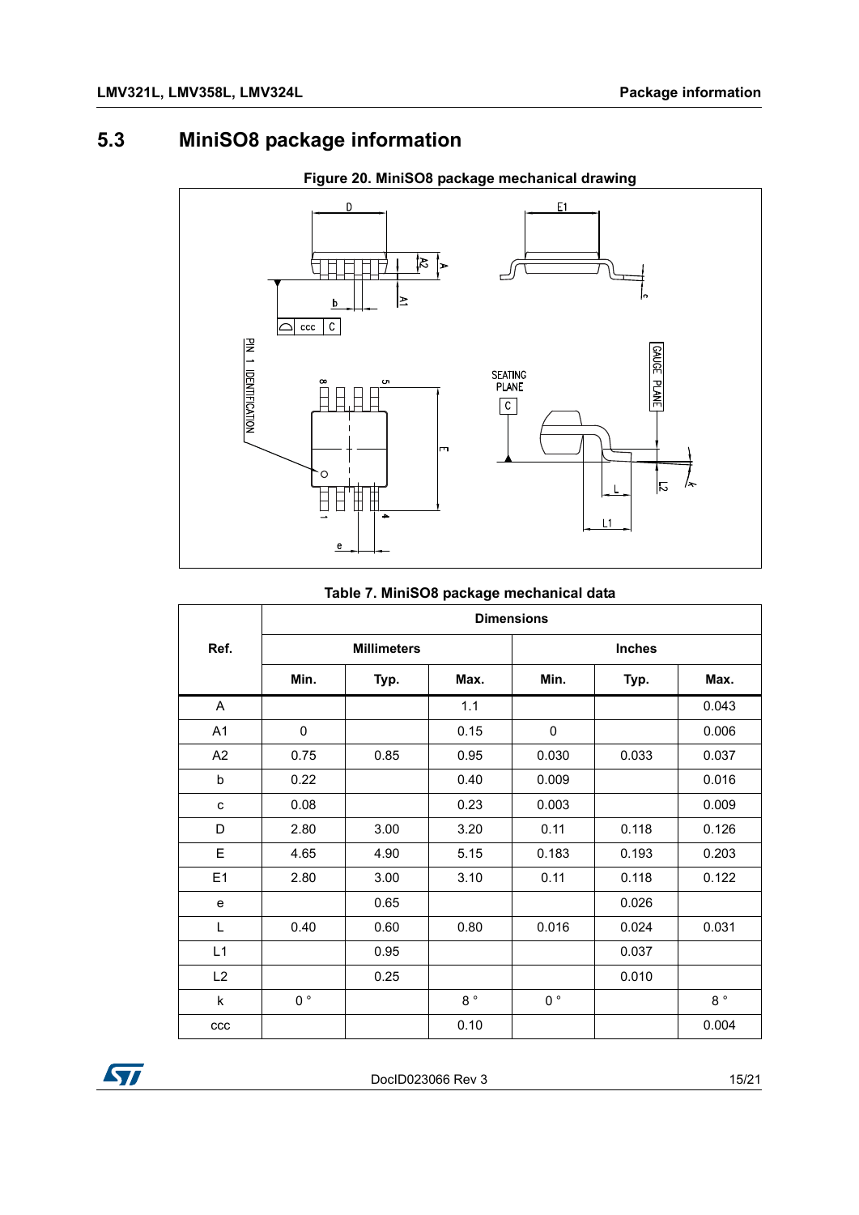## 5.3 MiniSO8 package information

**Figure 20. MiniSO8 package mechanical drawing**

**Table 7. MiniSO8 package mechanical data**

| Ref. | Dimensions | | | | | |
|---|---|---|---|---|---|---|
| | Millimeters | | | Inches | | |
| | Min. | Typ. | Max. | Min. | Typ. | Max. |
| A | | | 1.1 | | | 0.043 |
| A1 | 0 | | 0.15 | 0 | | 0.006 |
| A2 | 0.75 | 0.85 | 0.95 | 0.030 | 0.033 | 0.037 |
| b | 0.22 | | 0.40 | 0.009 | | 0.016 |
| c | 0.08 | | 0.23 | 0.003 | | 0.009 |
| D | 2.80 | 3.00 | 3.20 | 0.11 | 0.118 | 0.126 |
| E | 4.65 | 4.90 | 5.15 | 0.183 | 0.193 | 0.203 |
| E1 | 2.80 | 3.00 | 3.10 | 0.11 | 0.118 | 0.122 |
| e | | 0.65 | | | 0.026 | |
| L | 0.40 | 0.60 | 0.80 | 0.016 | 0.024 | 0.031 |
| L1 | | 0.95 | | | 0.037 | |
| L2 | | 0.25 | | | 0.010 | |
| k | 0 ° | | 8 ° | 0 ° | | 8 ° |
| ccc | | | 0.10 | | | 0.004 |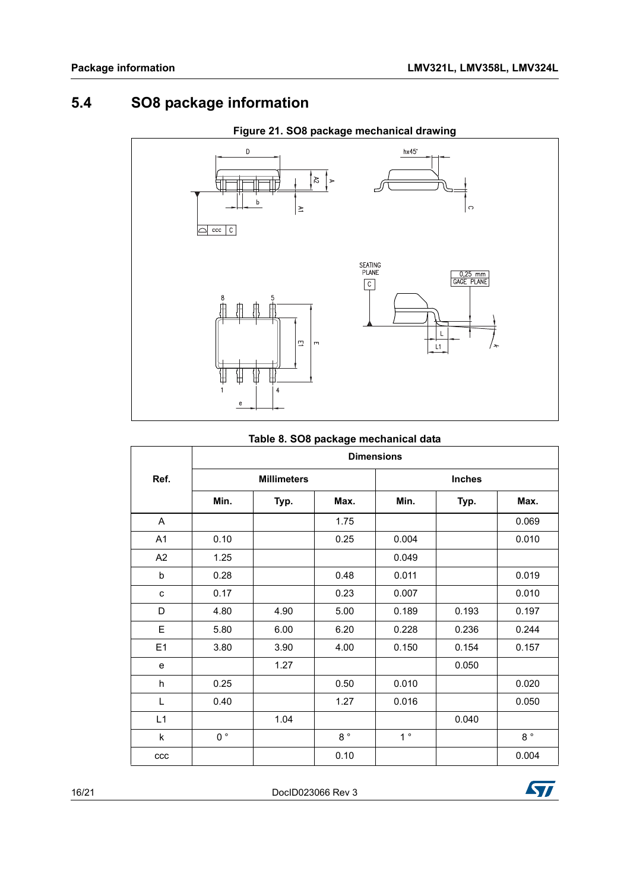## 5.4 SO8 package information

**Figure 21. SO8 package mechanical drawing**

**Table 8. SO8 package mechanical data**

| Ref. | Dimensions | | | | | |
|---|---|---|---|---|---|---|
| | Millimeters | | | Inches | | |
| | Min. | Typ. | Max. | Min. | Typ. | Max. |
| A | | | 1.75 | | | 0.069 |
| A1 | 0.10 | | 0.25 | 0.004 | | 0.010 |
| A2 | 1.25 | | | 0.049 | | |
| b | 0.28 | | 0.48 | 0.011 | | 0.019 |
| c | 0.17 | | 0.23 | 0.007 | | 0.010 |
| D | 4.80 | 4.90 | 5.00 | 0.189 | 0.193 | 0.197 |
| E | 5.80 | 6.00 | 6.20 | 0.228 | 0.236 | 0.244 |
| E1 | 3.80 | 3.90 | 4.00 | 0.150 | 0.154 | 0.157 |
| e | | 1.27 | | | 0.050 | |
| h | 0.25 | | 0.50 | 0.010 | | 0.020 |
| L | 0.40 | | 1.27 | 0.016 | | 0.050 |
| L1 | | 1.04 | | | 0.040 | |
| k | 0 ° | | 8 ° | 1 ° | | 8 ° |
| ccc | | | 0.10 | | | 0.004 |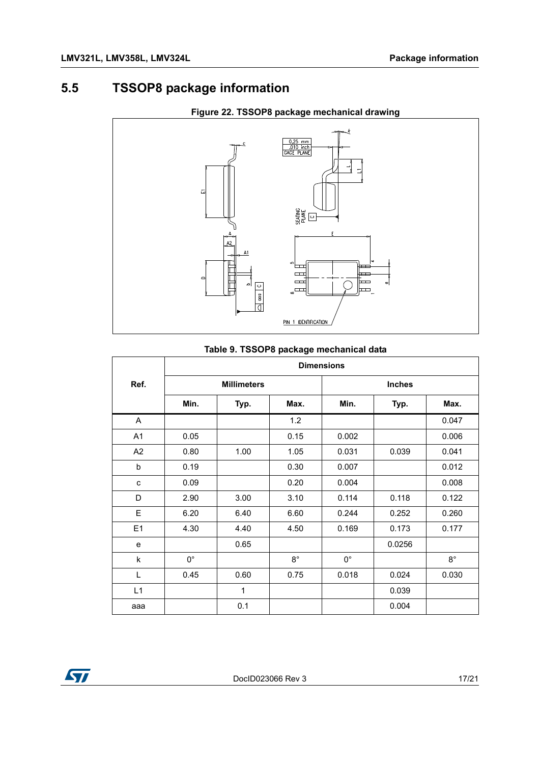## 5.5 TSSOP8 package information

**Figure 22. TSSOP8 package mechanical drawing**

**Table 9. TSSOP8 package mechanical data**

| Ref. | Dimensions | | | | | |
|---|---|---|---|---|---|---|
| | Millimeters | | | Inches | | |
| | Min. | Typ. | Max. | Min. | Typ. | Max. |
| A | | | 1.2 | | | 0.047 |
| A1 | 0.05 | | 0.15 | 0.002 | | 0.006 |
| A2 | 0.80 | 1.00 | 1.05 | 0.031 | 0.039 | 0.041 |
| b | 0.19 | | 0.30 | 0.007 | | 0.012 |
| c | 0.09 | | 0.20 | 0.004 | | 0.008 |
| D | 2.90 | 3.00 | 3.10 | 0.114 | 0.118 | 0.122 |
| E | 6.20 | 6.40 | 6.60 | 0.244 | 0.252 | 0.260 |
| E1 | 4.30 | 4.40 | 4.50 | 0.169 | 0.173 | 0.177 |
| e | | 0.65 | | | 0.0256 | |
| k | 0° | | 8° | 0° | | 8° |
| L | 0.45 | 0.60 | 0.75 | 0.018 | 0.024 | 0.030 |
| L1 | | 1 | | | 0.039 | |
| aaa | | 0.1 | | | 0.004 | |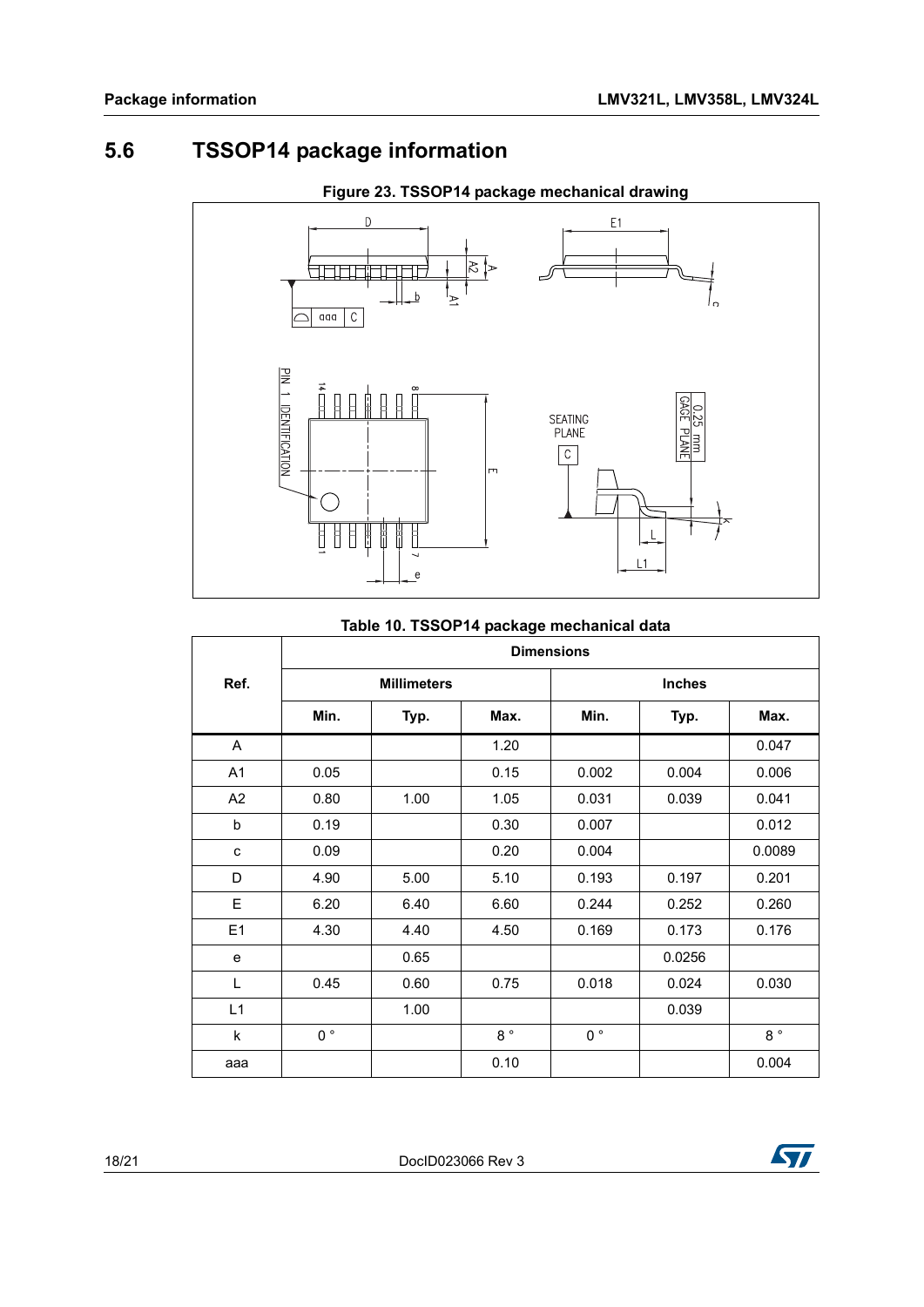## 5.6 TSSOP14 package information

**Figure 23. TSSOP14 package mechanical drawing**

**Table 10. TSSOP14 package mechanical data**

| Ref. | Dimensions | | | | | |
|---|---|---|---|---|---|---|
| | Millimeters | | | Inches | | |
| | Min. | Typ. | Max. | Min. | Typ. | Max. |
| A | | | 1.20 | | | 0.047 |
| A1 | 0.05 | | 0.15 | 0.002 | 0.004 | 0.006 |
| A2 | 0.80 | 1.00 | 1.05 | 0.031 | 0.039 | 0.041 |
| b | 0.19 | | 0.30 | 0.007 | | 0.012 |
| c | 0.09 | | 0.20 | 0.004 | | 0.0089 |
| D | 4.90 | 5.00 | 5.10 | 0.193 | 0.197 | 0.201 |
| E | 6.20 | 6.40 | 6.60 | 0.244 | 0.252 | 0.260 |
| E1 | 4.30 | 4.40 | 4.50 | 0.169 | 0.173 | 0.176 |
| e | | 0.65 | | | 0.0256 | |
| L | 0.45 | 0.60 | 0.75 | 0.018 | 0.024 | 0.030 |
| L1 | | 1.00 | | | 0.039 | |
| k | 0 ° | | 8 ° | 0 ° | | 8 ° |
| aaa | | | 0.10 | | | 0.004 |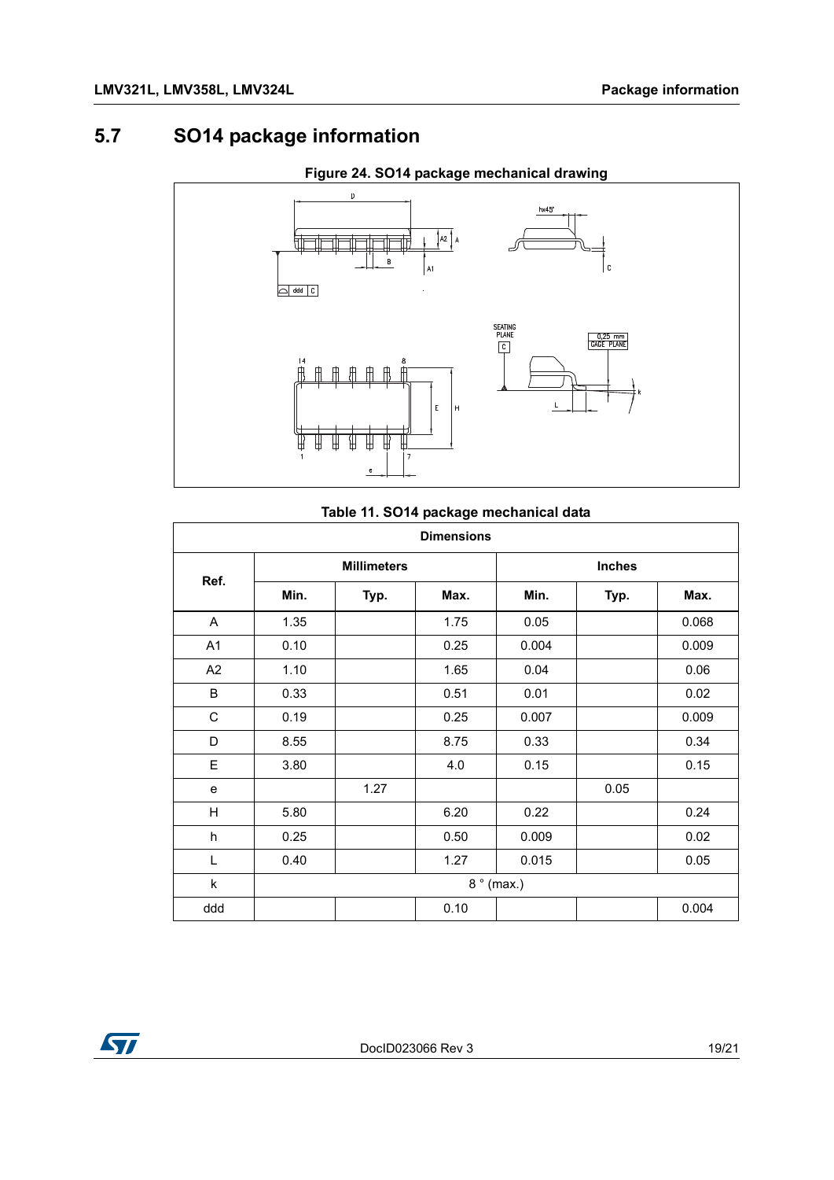## 5.7 SO14 package information

**Figure 24. SO14 package mechanical drawing**

**Table 11. SO14 package mechanical data**

| Ref. | Dimensions | | | | | |
|---|---|---|---|---|---|---|
| | Millimeters | | | Inches | | |
| | Min. | Typ. | Max. | Min. | Typ. | Max. |
| A | 1.35 | | 1.75 | 0.05 | | 0.068 |
| A1 | 0.10 | | 0.25 | 0.004 | | 0.009 |
| A2 | 1.10 | | 1.65 | 0.04 | | 0.06 |
| B | 0.33 | | 0.51 | 0.01 | | 0.02 |
| C | 0.19 | | 0.25 | 0.007 | | 0.009 |
| D | 8.55 | | 8.75 | 0.33 | | 0.34 |
| E | 3.80 | | 4.0 | 0.15 | | 0.15 |
| e | | 1.27 | | | 0.05 | |
| H | 5.80 | | 6.20 | 0.22 | | 0.24 |
| h | 0.25 | | 0.50 | 0.009 | | 0.02 |
| L | 0.40 | | 1.27 | 0.015 | | 0.05 |
| k | 8 ° (max.) | | | | | |
| ddd | | | 0.10 | | | 0.004 |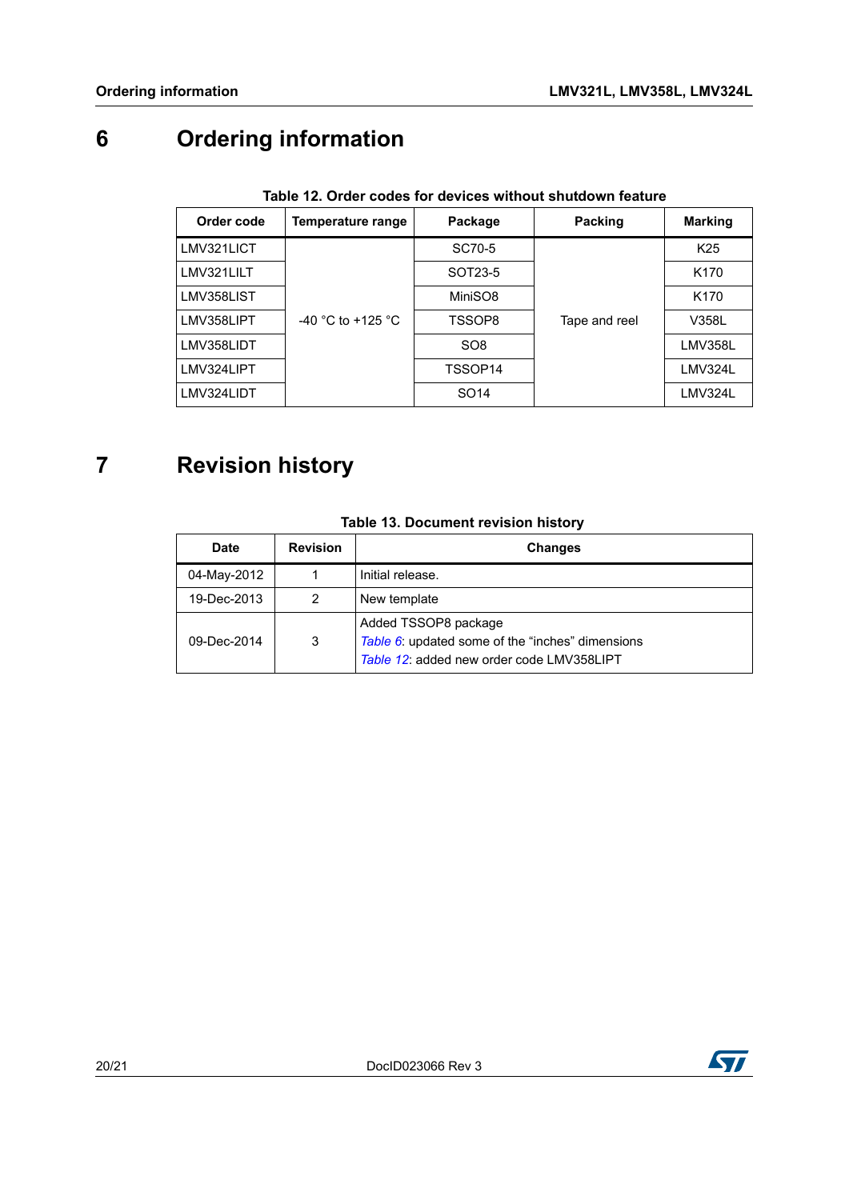# 6 Ordering information

**Table 12. Order codes for devices without shutdown feature**

| Order code | Temperature range | Package | Packing | Marking |
|---|---|---|---|---|
| LMV321LICT | -40 °C to +125 °C | SC70-5 | Tape and reel | K25 |
| LMV321LILT | | SOT23-5 | | K170 |
| LMV358LIST | | MiniSO8 | | K170 |
| LMV358LIPT | | TSSOP8 | | V358L |
| LMV358LIDT | | SO8 | | LMV358L |
| LMV324LIPT | | TSSOP14 | | LMV324L |
| LMV324LIDT | | SO14 | | LMV324L |

# 7 Revision history

**Table 13. Document revision history**

| Date | Revision | Changes |
|---|---|---|
| 04-May-2012 | 1 | Initial release. |
| 19-Dec-2013 | 2 | New template |
| 09-Dec-2014 | 3 | Added TSSOP8 package<br>*Table 6*: updated some of the "inches" dimensions<br>*Table 12*: added new order code LMV358LIPT |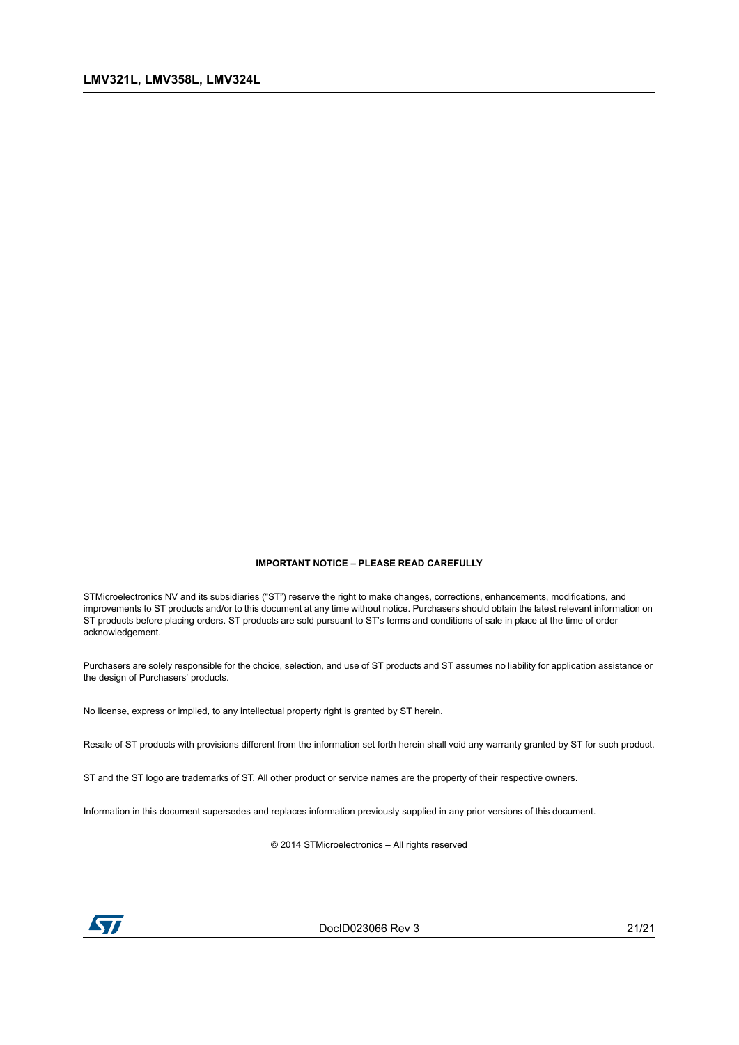**IMPORTANT NOTICE – PLEASE READ CAREFULLY**

STMicroelectronics NV and its subsidiaries (“ST”) reserve the right to make changes, corrections, enhancements, modifications, and improvements to ST products and/or to this document at any time without notice. Purchasers should obtain the latest relevant information on ST products before placing orders. ST products are sold pursuant to ST’s terms and conditions of sale in place at the time of order acknowledgement.

Purchasers are solely responsible for the choice, selection, and use of ST products and ST assumes no liability for application assistance or the design of Purchasers’ products.

No license, express or implied, to any intellectual property right is granted by ST herein.

Resale of ST products with provisions different from the information set forth herein shall void any warranty granted by ST for such product.

ST and the ST logo are trademarks of ST. All other product or service names are the property of their respective owners.

Information in this document supersedes and replaces information previously supplied in any prior versions of this document.

© 2014 STMicroelectronics – All rights reserved